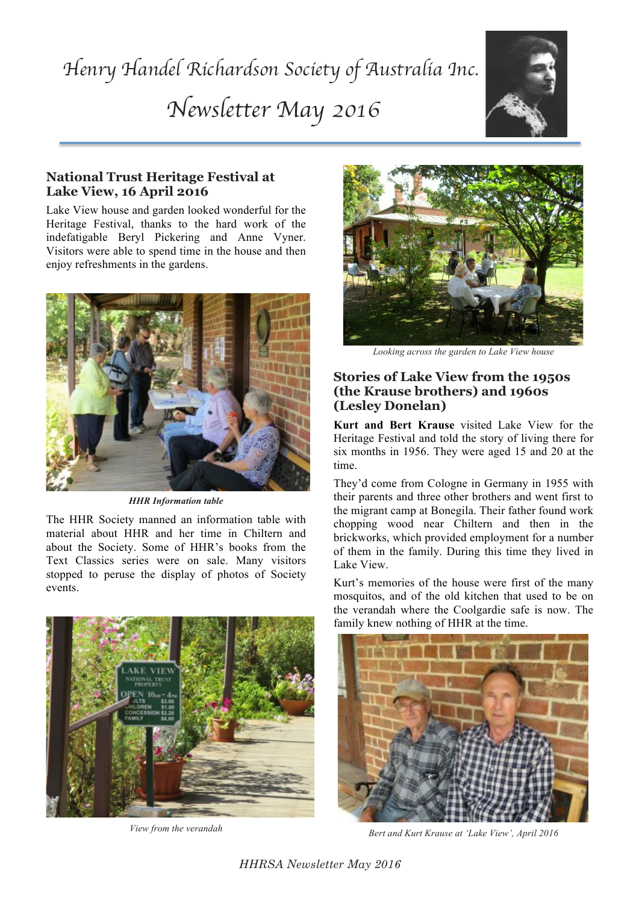# Henry Handel Richardson Society of Australia Inc.

# Newsletter May 2016

## National Trust Heritage Festival at Lake View, 16 April 2016

Lake View house and garden looked wonderful for the Heritage Festival, thanks to the hard work of the indefatigable Beryl Pickering and Anne Vyner. Visitors were able to spend time in the house and then enjoy refreshments in the gardens.

***HHR Information table***

The HHR Society manned an information table with material about HHR and her time in Chiltern and about the Society. Some of HHR's books from the Text Classics series were on sale. Many visitors stopped to peruse the display of photos of Society events.

*View from the verandah*

*Looking across the garden to Lake View house*

## Stories of Lake View from the 1950s (the Krause brothers) and 1960s (Lesley Donelan)

**Kurt and Bert Krause** visited Lake View for the Heritage Festival and told the story of living there for six months in 1956. They were aged 15 and 20 at the time.

They'd come from Cologne in Germany in 1955 with their parents and three other brothers and went first to the migrant camp at Bonegila. Their father found work chopping wood near Chiltern and then in the brickworks, which provided employment for a number of them in the family. During this time they lived in Lake View.

Kurt's memories of the house were first of the many mosquitos, and of the old kitchen that used to be on the verandah where the Coolgardie safe is now. The family knew nothing of HHR at the time.

*Bert and Kurt Krause at 'Lake View', April 2016*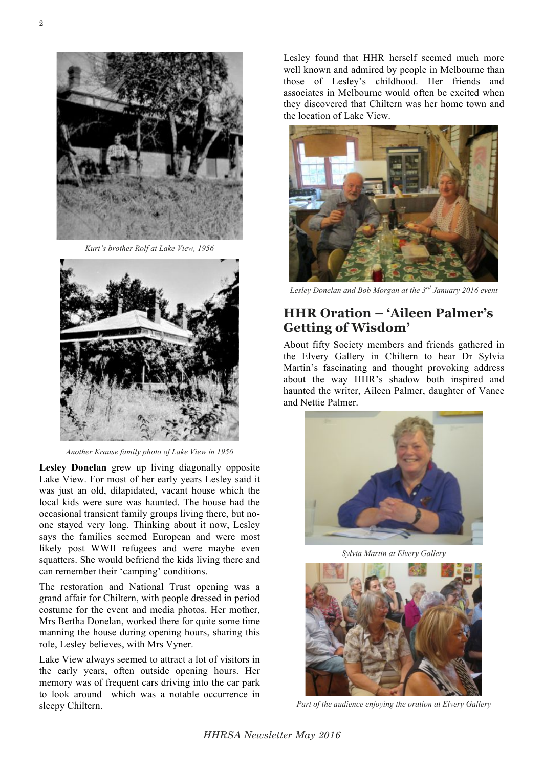*Kurt's brother Rolf at Lake View, 1956*

*Another Krause family photo of Lake View in 1956*

**Lesley Donelan** grew up living diagonally opposite Lake View. For most of her early years Lesley said it was just an old, dilapidated, vacant house which the local kids were sure was haunted. The house had the occasional transient family groups living there, but no-one stayed very long. Thinking about it now, Lesley says the families seemed European and were most likely post WWII refugees and were maybe even squatters. She would befriend the kids living there and can remember their 'camping' conditions.

The restoration and National Trust opening was a grand affair for Chiltern, with people dressed in period costume for the event and media photos. Her mother, Mrs Bertha Donelan, worked there for quite some time manning the house during opening hours, sharing this role, Lesley believes, with Mrs Vyner.

Lake View always seemed to attract a lot of visitors in the early years, often outside opening hours. Her memory was of frequent cars driving into the car park to look around which was a notable occurrence in sleepy Chiltern.

Lesley found that HHR herself seemed much more well known and admired by people in Melbourne than those of Lesley's childhood. Her friends and associates in Melbourne would often be excited when they discovered that Chiltern was her home town and the location of Lake View.

*Lesley Donelan and Bob Morgan at the 3rd January 2016 event*

## HHR Oration – 'Aileen Palmer's Getting of Wisdom'

About fifty Society members and friends gathered in the Elvery Gallery in Chiltern to hear Dr Sylvia Martin's fascinating and thought provoking address about the way HHR's shadow both inspired and haunted the writer, Aileen Palmer, daughter of Vance and Nettie Palmer.

*Sylvia Martin at Elvery Gallery*

*Part of the audience enjoying the oration at Elvery Gallery*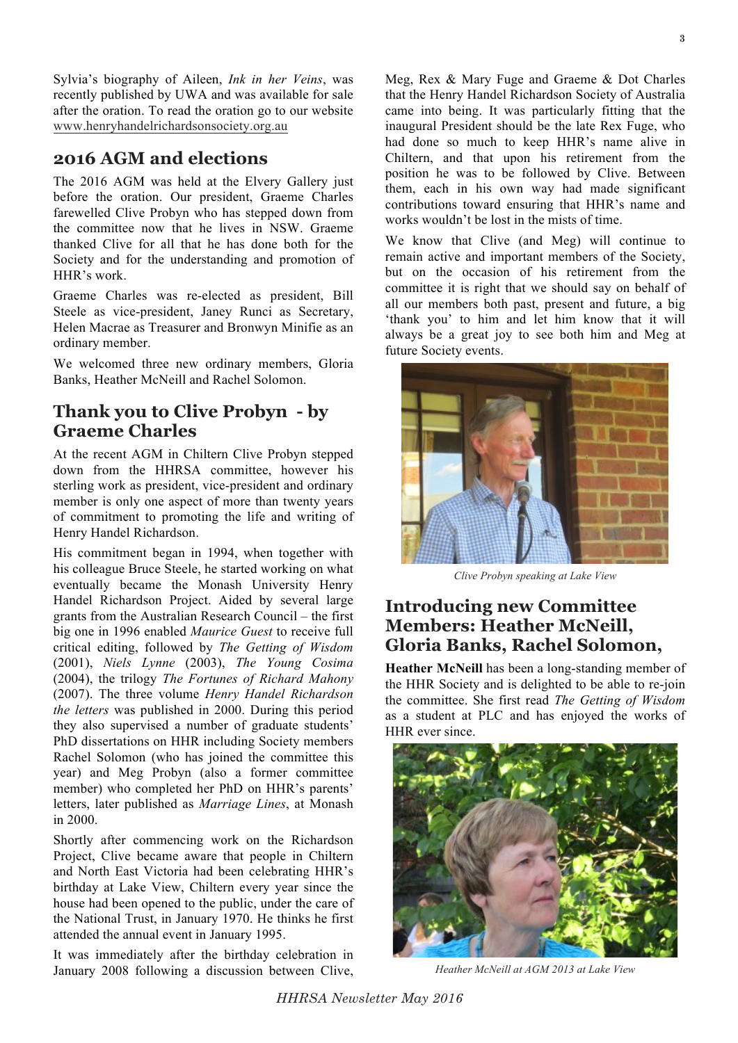Sylvia's biography of Aileen, *Ink in her Veins*, was recently published by UWA and was available for sale after the oration. To read the oration go to our website www.henryhandelrichardsonsociety.org.au

## 2016 AGM and elections

The 2016 AGM was held at the Elvery Gallery just before the oration. Our president, Graeme Charles farewelled Clive Probyn who has stepped down from the committee now that he lives in NSW. Graeme thanked Clive for all that he has done both for the Society and for the understanding and promotion of HHR's work.

Graeme Charles was re-elected as president, Bill Steele as vice-president, Janey Runci as Secretary, Helen Macrae as Treasurer and Bronwyn Minifie as an ordinary member.

We welcomed three new ordinary members, Gloria Banks, Heather McNeill and Rachel Solomon.

## Thank you to Clive Probyn - by Graeme Charles

At the recent AGM in Chiltern Clive Probyn stepped down from the HHRSA committee, however his sterling work as president, vice-president and ordinary member is only one aspect of more than twenty years of commitment to promoting the life and writing of Henry Handel Richardson.

His commitment began in 1994, when together with his colleague Bruce Steele, he started working on what eventually became the Monash University Henry Handel Richardson Project. Aided by several large grants from the Australian Research Council – the first big one in 1996 enabled *Maurice Guest* to receive full critical editing, followed by *The Getting of Wisdom* (2001), *Niels Lynne* (2003), *The Young Cosima* (2004), the trilogy *The Fortunes of Richard Mahony* (2007). The three volume *Henry Handel Richardson the letters* was published in 2000. During this period they also supervised a number of graduate students' PhD dissertations on HHR including Society members Rachel Solomon (who has joined the committee this year) and Meg Probyn (also a former committee member) who completed her PhD on HHR's parents' letters, later published as *Marriage Lines*, at Monash in 2000.

Shortly after commencing work on the Richardson Project, Clive became aware that people in Chiltern and North East Victoria had been celebrating HHR's birthday at Lake View, Chiltern every year since the house had been opened to the public, under the care of the National Trust, in January 1970. He thinks he first attended the annual event in January 1995.

It was immediately after the birthday celebration in January 2008 following a discussion between Clive, Meg, Rex & Mary Fuge and Graeme & Dot Charles that the Henry Handel Richardson Society of Australia came into being. It was particularly fitting that the inaugural President should be the late Rex Fuge, who had done so much to keep HHR's name alive in Chiltern, and that upon his retirement from the position he was to be followed by Clive. Between them, each in his own way had made significant contributions toward ensuring that HHR's name and works wouldn't be lost in the mists of time.

We know that Clive (and Meg) will continue to remain active and important members of the Society, but on the occasion of his retirement from the committee it is right that we should say on behalf of all our members both past, present and future, a big 'thank you' to him and let him know that it will always be a great joy to see both him and Meg at future Society events.

*Clive Probyn speaking at Lake View*

## Introducing new Committee Members: Heather McNeill, Gloria Banks, Rachel Solomon,

**Heather McNeill** has been a long-standing member of the HHR Society and is delighted to be able to re-join the committee. She first read *The Getting of Wisdom* as a student at PLC and has enjoyed the works of HHR ever since.

*Heather McNeill at AGM 2013 at Lake View*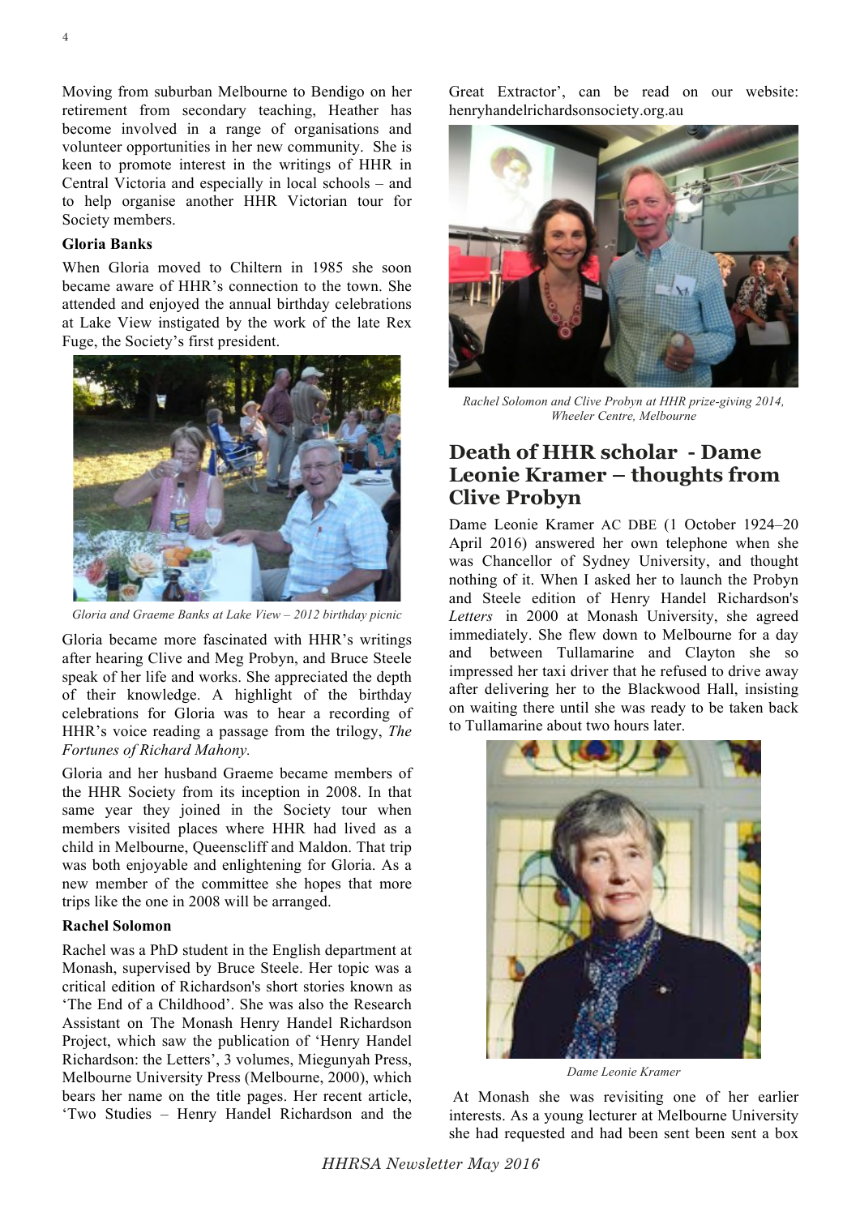Moving from suburban Melbourne to Bendigo on her retirement from secondary teaching, Heather has become involved in a range of organisations and volunteer opportunities in her new community. She is keen to promote interest in the writings of HHR in Central Victoria and especially in local schools – and to help organise another HHR Victorian tour for Society members.

**Gloria Banks**

When Gloria moved to Chiltern in 1985 she soon became aware of HHR's connection to the town. She attended and enjoyed the annual birthday celebrations at Lake View instigated by the work of the late Rex Fuge, the Society's first president.

*Gloria and Graeme Banks at Lake View – 2012 birthday picnic*

Gloria became more fascinated with HHR's writings after hearing Clive and Meg Probyn, and Bruce Steele speak of her life and works. She appreciated the depth of their knowledge. A highlight of the birthday celebrations for Gloria was to hear a recording of HHR's voice reading a passage from the trilogy, *The Fortunes of Richard Mahony.*

Gloria and her husband Graeme became members of the HHR Society from its inception in 2008. In that same year they joined in the Society tour when members visited places where HHR had lived as a child in Melbourne, Queenscliff and Maldon. That trip was both enjoyable and enlightening for Gloria. As a new member of the committee she hopes that more trips like the one in 2008 will be arranged.

**Rachel Solomon**

Rachel was a PhD student in the English department at Monash, supervised by Bruce Steele. Her topic was a critical edition of Richardson's short stories known as 'The End of a Childhood'. She was also the Research Assistant on The Monash Henry Handel Richardson Project, which saw the publication of 'Henry Handel Richardson: the Letters', 3 volumes, Miegunyah Press, Melbourne University Press (Melbourne, 2000), which bears her name on the title pages. Her recent article, 'Two Studies – Henry Handel Richardson and the Great Extractor', can be read on our website: henryhandelrichardsonsociety.org.au

*Rachel Solomon and Clive Probyn at HHR prize-giving 2014, Wheeler Centre, Melbourne*

## Death of HHR scholar - Dame Leonie Kramer – thoughts from Clive Probyn

Dame Leonie Kramer AC DBE (1 October 1924–20 April 2016) answered her own telephone when she was Chancellor of Sydney University, and thought nothing of it. When I asked her to launch the Probyn and Steele edition of Henry Handel Richardson's *Letters* in 2000 at Monash University, she agreed immediately. She flew down to Melbourne for a day and between Tullamarine and Clayton she so impressed her taxi driver that he refused to drive away after delivering her to the Blackwood Hall, insisting on waiting there until she was ready to be taken back to Tullamarine about two hours later.

*Dame Leonie Kramer*

At Monash she was revisiting one of her earlier interests. As a young lecturer at Melbourne University she had requested and had been sent been sent a box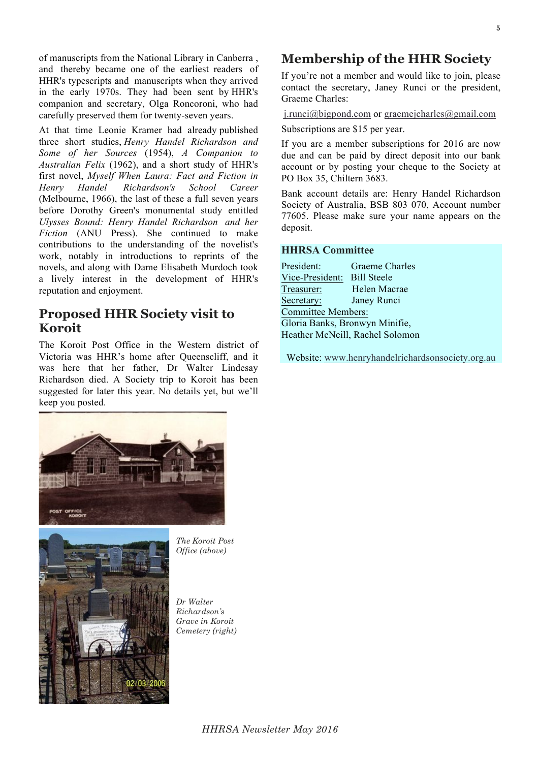of manuscripts from the National Library in Canberra , and thereby became one of the earliest readers of HHR's typescripts and manuscripts when they arrived in the early 1970s. They had been sent by HHR's companion and secretary, Olga Roncoroni, who had carefully preserved them for twenty-seven years.

At that time Leonie Kramer had already published three short studies, *Henry Handel Richardson and Some of her Sources* (1954), *A Companion to Australian Felix* (1962), and a short study of HHR's first novel, *Myself When Laura: Fact and Fiction in Henry Handel Richardson's School Career* (Melbourne, 1966), the last of these a full seven years before Dorothy Green's monumental study entitled *Ulysses Bound: Henry Handel Richardson and her Fiction* (ANU Press). She continued to make contributions to the understanding of the novelist's work, notably in introductions to reprints of the novels, and along with Dame Elisabeth Murdoch took a lively interest in the development of HHR's reputation and enjoyment.

## Proposed HHR Society visit to Koroit

The Koroit Post Office in the Western district of Victoria was HHR's home after Queenscliff, and it was here that her father, Dr Walter Lindesay Richardson died. A Society trip to Koroit has been suggested for later this year. No details yet, but we'll keep you posted.

*The Koroit Post Office (above)*

*Dr Walter Richardson's Grave in Koroit Cemetery (right)*

## Membership of the HHR Society

If you're not a member and would like to join, please contact the secretary, Janey Runci or the president, Graeme Charles:

j.runci@bigpond.com or graemejcharles@gmail.com

Subscriptions are $15 per year.

If you are a member subscriptions for 2016 are now due and can be paid by direct deposit into our bank account or by posting your cheque to the Society at PO Box 35, Chiltern 3683.

Bank account details are: Henry Handel Richardson Society of Australia, BSB 803 070, Account number 77605. Please make sure your name appears on the deposit.

### HHRSA Committee

President: Graeme Charles
Vice-President: Bill Steele
Treasurer: Helen Macrae
Secretary: Janey Runci
Committee Members:
Gloria Banks, Bronwyn Minifie, Heather McNeill, Rachel Solomon

Website: www.henryhandelrichardsonsociety.org.au